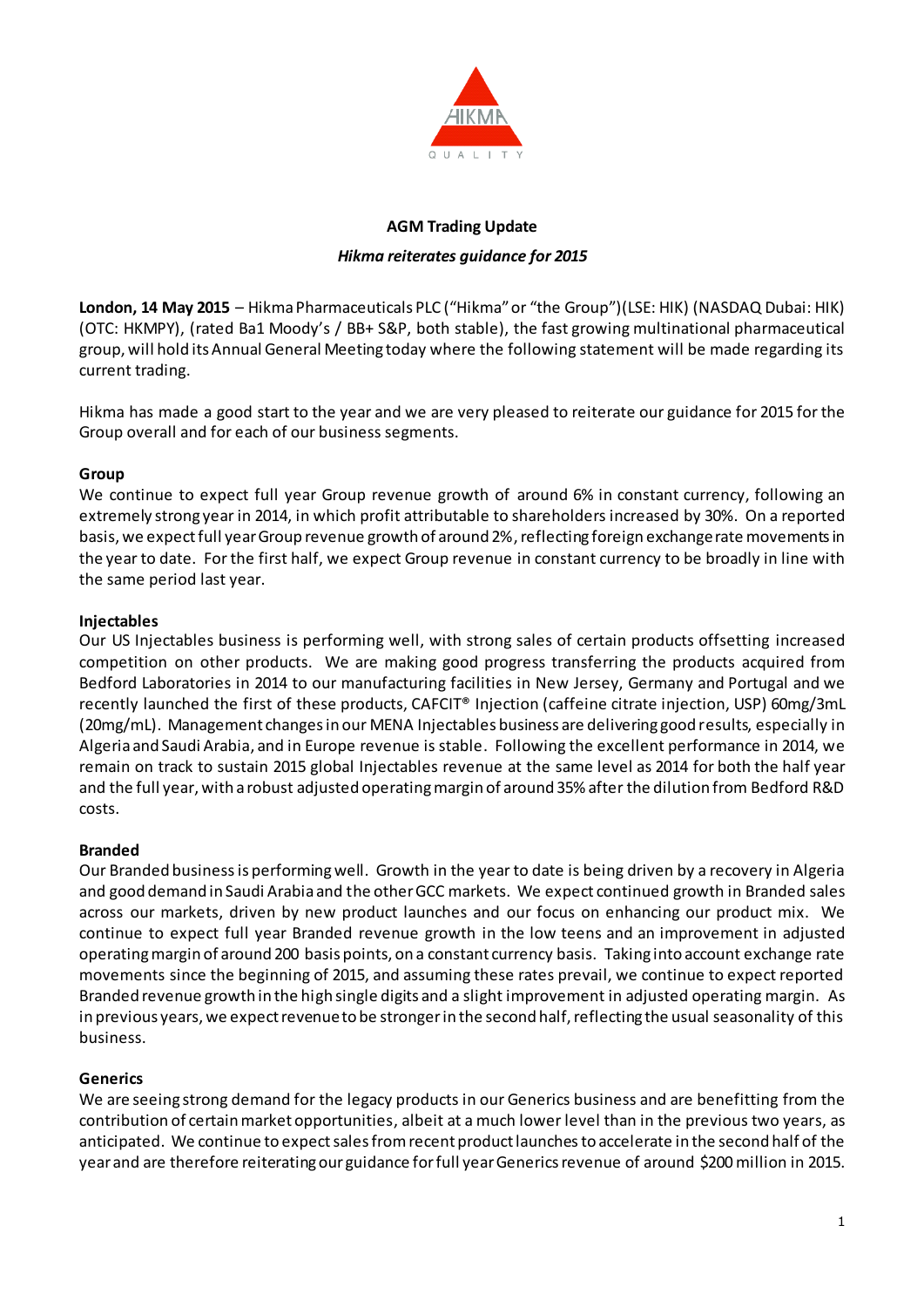## AGM Trading Update

*Hikma reiterates guidance for 2015*

**London, 14 May 2015** – Hikma Pharmaceuticals PLC ("Hikma" or "the Group")(LSE: HIK) (NASDAQ Dubai: HIK) (OTC: HKMPY), (rated Ba1 Moody's / BB+ S&P, both stable), the fast growing multinational pharmaceutical group, will hold its Annual General Meeting today where the following statement will be made regarding its current trading.

Hikma has made a good start to the year and we are very pleased to reiterate our guidance for 2015 for the Group overall and for each of our business segments.

**Group**

We continue to expect full year Group revenue growth of around 6% in constant currency, following an extremely strong year in 2014, in which profit attributable to shareholders increased by 30%. On a reported basis, we expect full year Group revenue growth of around 2%, reflecting foreign exchange rate movements in the year to date. For the first half, we expect Group revenue in constant currency to be broadly in line with the same period last year.

**Injectables**

Our US Injectables business is performing well, with strong sales of certain products offsetting increased competition on other products. We are making good progress transferring the products acquired from Bedford Laboratories in 2014 to our manufacturing facilities in New Jersey, Germany and Portugal and we recently launched the first of these products, CAFCIT® Injection (caffeine citrate injection, USP) 60mg/3mL (20mg/mL). Management changes in our MENA Injectables business are delivering good results, especially in Algeria and Saudi Arabia, and in Europe revenue is stable. Following the excellent performance in 2014, we remain on track to sustain 2015 global Injectables revenue at the same level as 2014 for both the half year and the full year, with a robust adjusted operating margin of around 35% after the dilution from Bedford R&D costs.

**Branded**

Our Branded business is performing well. Growth in the year to date is being driven by a recovery in Algeria and good demand in Saudi Arabia and the other GCC markets. We expect continued growth in Branded sales across our markets, driven by new product launches and our focus on enhancing our product mix. We continue to expect full year Branded revenue growth in the low teens and an improvement in adjusted operating margin of around 200 basis points, on a constant currency basis. Taking into account exchange rate movements since the beginning of 2015, and assuming these rates prevail, we continue to expect reported Branded revenue growth in the high single digits and a slight improvement in adjusted operating margin. As in previous years, we expect revenue to be stronger in the second half, reflecting the usual seasonality of this business.

**Generics**

We are seeing strong demand for the legacy products in our Generics business and are benefitting from the contribution of certain market opportunities, albeit at a much lower level than in the previous two years, as anticipated. We continue to expect sales from recent product launches to accelerate in the second half of the year and are therefore reiterating our guidance for full year Generics revenue of around $200 million in 2015.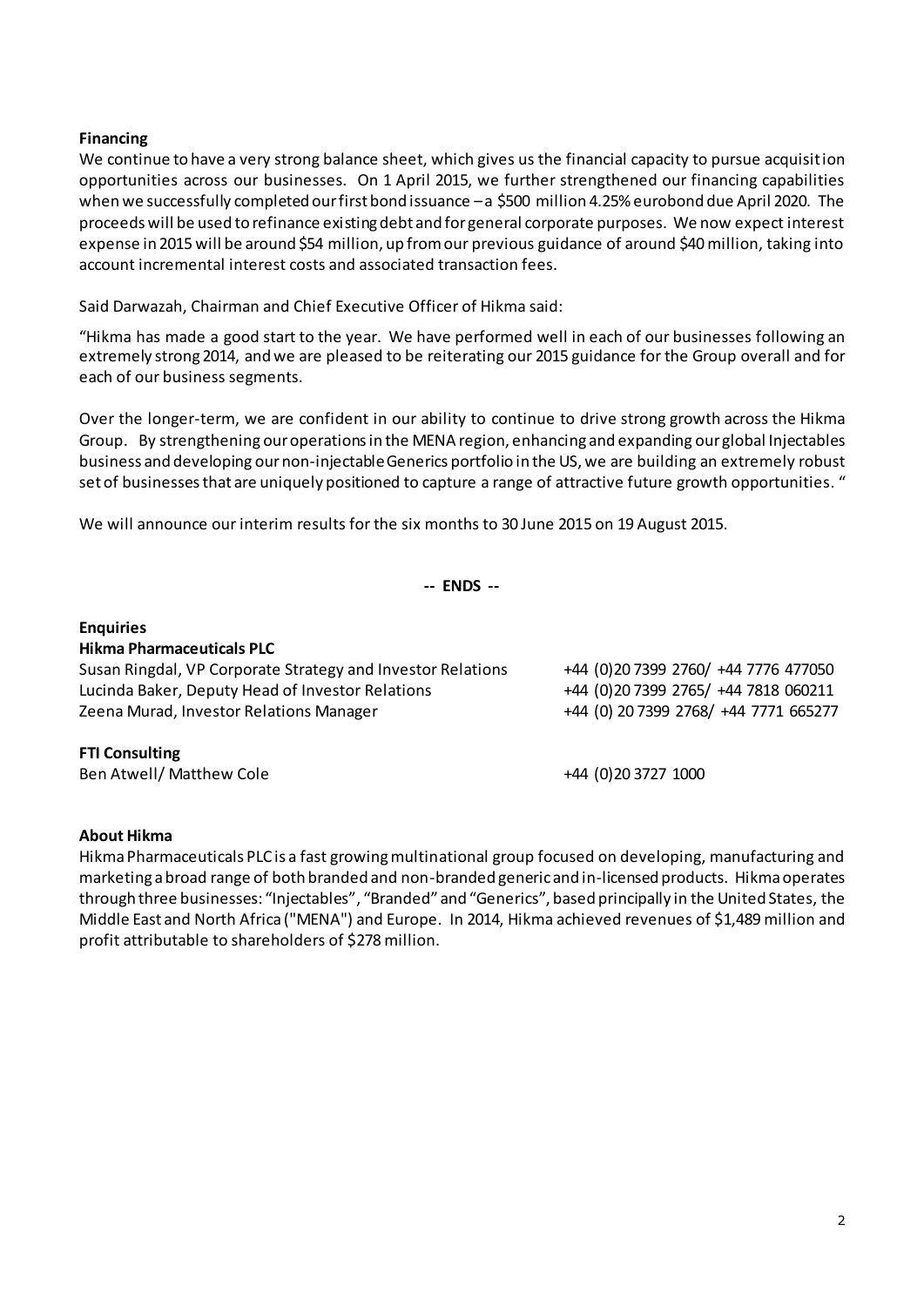**Financing**

We continue to have a very strong balance sheet, which gives us the financial capacity to pursue acquisition opportunities across our businesses. On 1 April 2015, we further strengthened our financing capabilities when we successfully completed our first bond issuance – a $500 million 4.25% eurobond due April 2020. The proceeds will be used to refinance existing debt and for general corporate purposes. We now expect interest expense in 2015 will be around $54 million, up from our previous guidance of around $40 million, taking into account incremental interest costs and associated transaction fees.

Said Darwazah, Chairman and Chief Executive Officer of Hikma said:

"Hikma has made a good start to the year. We have performed well in each of our businesses following an extremely strong 2014, and we are pleased to be reiterating our 2015 guidance for the Group overall and for each of our business segments.

Over the longer-term, we are confident in our ability to continue to drive strong growth across the Hikma Group. By strengthening our operations in the MENA region, enhancing and expanding our global Injectables business and developing our non-injectable Generics portfolio in the US, we are building an extremely robust set of businesses that are uniquely positioned to capture a range of attractive future growth opportunities. "

We will announce our interim results for the six months to 30 June 2015 on 19 August 2015.

**-- ENDS --**

**Enquiries**

**Hikma Pharmaceuticals PLC**

| | |
|---|---|
| Susan Ringdal, VP Corporate Strategy and Investor Relations | +44 (0)20 7399 2760/ +44 7776 477050 |
| Lucinda Baker, Deputy Head of Investor Relations | +44 (0)20 7399 2765/ +44 7818 060211 |
| Zeena Murad, Investor Relations Manager | +44 (0) 20 7399 2768/ +44 7771 665277 |

**FTI Consulting**

| | |
|---|---|
| Ben Atwell/ Matthew Cole | +44 (0)20 3727 1000 |

**About Hikma**

Hikma Pharmaceuticals PLC is a fast growing multinational group focused on developing, manufacturing and marketing a broad range of both branded and non-branded generic and in-licensed products. Hikma operates through three businesses: "Injectables", "Branded" and "Generics", based principally in the United States, the Middle East and North Africa ("MENA") and Europe. In 2014, Hikma achieved revenues of $1,489 million and profit attributable to shareholders of $278 million.